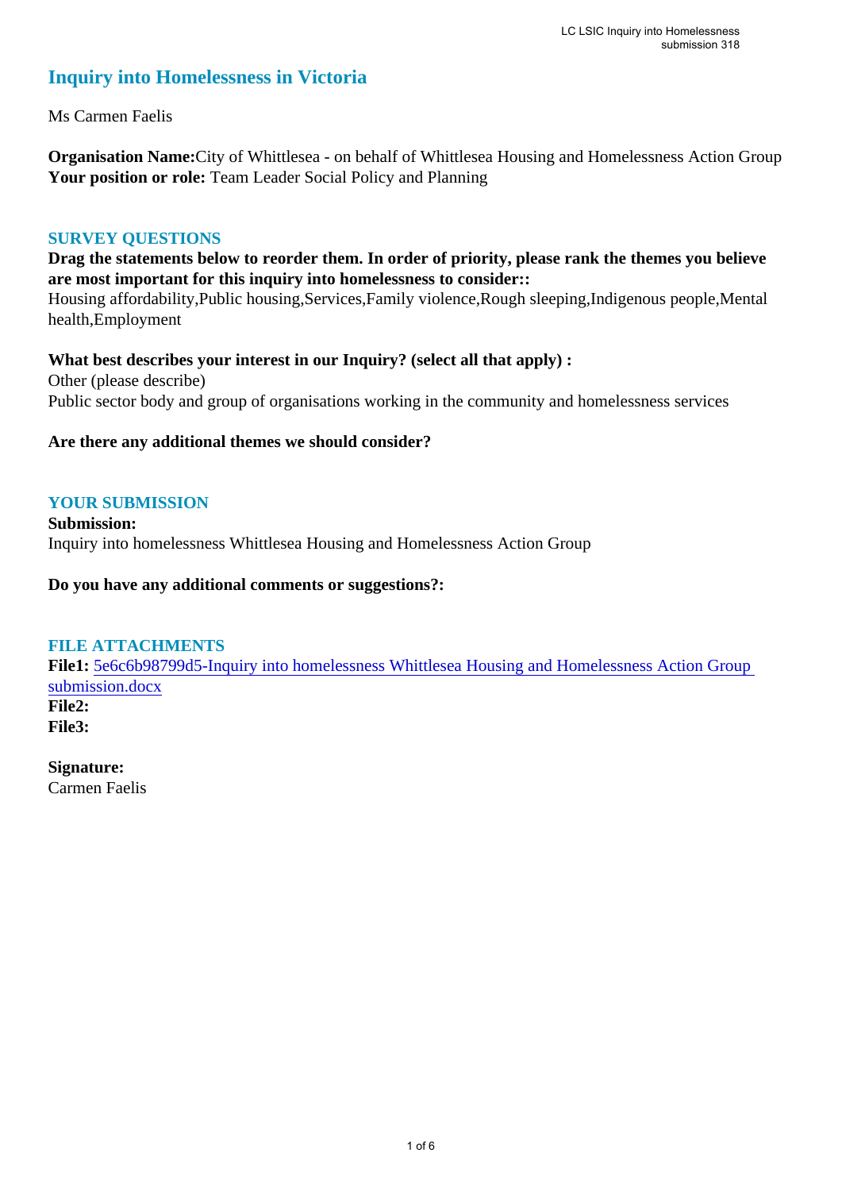# Inquiry into Homelessness in Victoria

Ms Carmen Faelis

**Organisation Name:** City of Whittlesea - on behalf of Whittlesea Housing and Homelessness Action Group
**Your position or role:** Team Leader Social Policy and Planning

## SURVEY QUESTIONS

**Drag the statements below to reorder them. In order of priority, please rank the themes you believe are most important for this inquiry into homelessness to consider::**
Housing affordability,Public housing,Services,Family violence,Rough sleeping,Indigenous people,Mental health,Employment

**What best describes your interest in our Inquiry? (select all that apply) :**
Other (please describe)
Public sector body and group of organisations working in the community and homelessness services

**Are there any additional themes we should consider?**

## YOUR SUBMISSION

**Submission:**
Inquiry into homelessness Whittlesea Housing and Homelessness Action Group

**Do you have any additional comments or suggestions?:**

## FILE ATTACHMENTS

**File1:** 5e6c6b98799d5-Inquiry into homelessness Whittlesea Housing and Homelessness Action Group submission.docx
**File2:**
**File3:**

**Signature:**
Carmen Faelis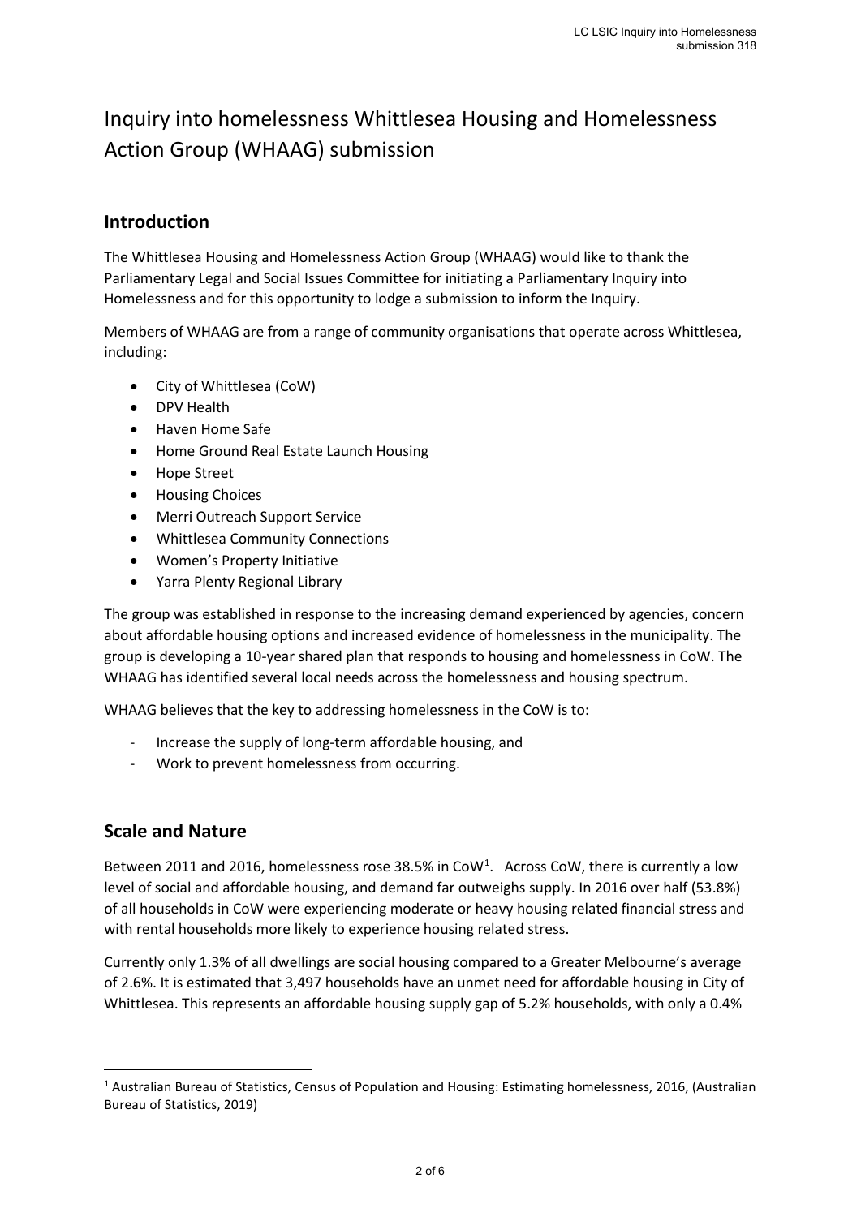# Inquiry into homelessness Whittlesea Housing and Homelessness Action Group (WHAAG) submission

## Introduction

The Whittlesea Housing and Homelessness Action Group (WHAAG) would like to thank the Parliamentary Legal and Social Issues Committee for initiating a Parliamentary Inquiry into Homelessness and for this opportunity to lodge a submission to inform the Inquiry.

Members of WHAAG are from a range of community organisations that operate across Whittlesea, including:

- City of Whittlesea (CoW)
- DPV Health
- Haven Home Safe
- Home Ground Real Estate Launch Housing
- Hope Street
- Housing Choices
- Merri Outreach Support Service
- Whittlesea Community Connections
- Women's Property Initiative
- Yarra Plenty Regional Library

The group was established in response to the increasing demand experienced by agencies, concern about affordable housing options and increased evidence of homelessness in the municipality. The group is developing a 10-year shared plan that responds to housing and homelessness in CoW. The WHAAG has identified several local needs across the homelessness and housing spectrum.

WHAAG believes that the key to addressing homelessness in the CoW is to:

- Increase the supply of long-term affordable housing, and
- Work to prevent homelessness from occurring.

## Scale and Nature

Between 2011 and 2016, homelessness rose 38.5% in CoW[1]. Across CoW, there is currently a low level of social and affordable housing, and demand far outweighs supply. In 2016 over half (53.8%) of all households in CoW were experiencing moderate or heavy housing related financial stress and with rental households more likely to experience housing related stress.

Currently only 1.3% of all dwellings are social housing compared to a Greater Melbourne's average of 2.6%. It is estimated that 3,497 households have an unmet need for affordable housing in City of Whittlesea. This represents an affordable housing supply gap of 5.2% households, with only a 0.4%

[1] Australian Bureau of Statistics, Census of Population and Housing: Estimating homelessness, 2016, (Australian Bureau of Statistics, 2019)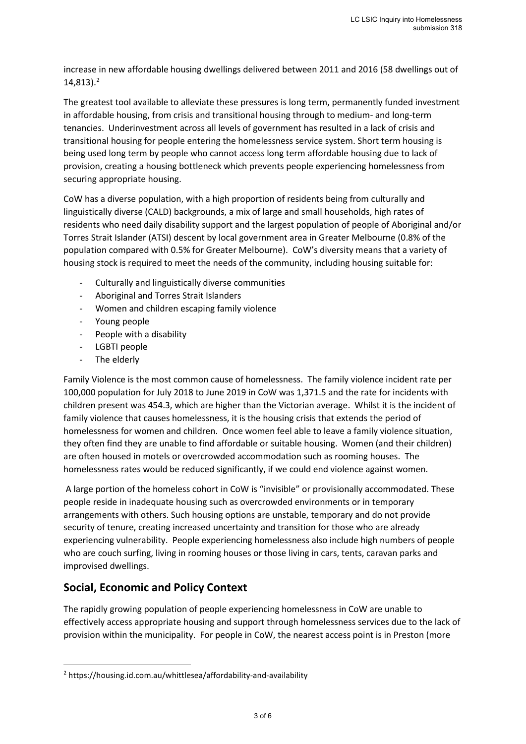increase in new affordable housing dwellings delivered between 2011 and 2016 (58 dwellings out of 14,813).[2]

The greatest tool available to alleviate these pressures is long term, permanently funded investment in affordable housing, from crisis and transitional housing through to medium- and long-term tenancies. Underinvestment across all levels of government has resulted in a lack of crisis and transitional housing for people entering the homelessness service system. Short term housing is being used long term by people who cannot access long term affordable housing due to lack of provision, creating a housing bottleneck which prevents people experiencing homelessness from securing appropriate housing.

CoW has a diverse population, with a high proportion of residents being from culturally and linguistically diverse (CALD) backgrounds, a mix of large and small households, high rates of residents who need daily disability support and the largest population of people of Aboriginal and/or Torres Strait Islander (ATSI) descent by local government area in Greater Melbourne (0.8% of the population compared with 0.5% for Greater Melbourne). CoW's diversity means that a variety of housing stock is required to meet the needs of the community, including housing suitable for:

- Culturally and linguistically diverse communities
- Aboriginal and Torres Strait Islanders
- Women and children escaping family violence
- Young people
- People with a disability
- LGBTI people
- The elderly

Family Violence is the most common cause of homelessness. The family violence incident rate per 100,000 population for July 2018 to June 2019 in CoW was 1,371.5 and the rate for incidents with children present was 454.3, which are higher than the Victorian average. Whilst it is the incident of family violence that causes homelessness, it is the housing crisis that extends the period of homelessness for women and children. Once women feel able to leave a family violence situation, they often find they are unable to find affordable or suitable housing. Women (and their children) are often housed in motels or overcrowded accommodation such as rooming houses. The homelessness rates would be reduced significantly, if we could end violence against women.

A large portion of the homeless cohort in CoW is "invisible" or provisionally accommodated. These people reside in inadequate housing such as overcrowded environments or in temporary arrangements with others. Such housing options are unstable, temporary and do not provide security of tenure, creating increased uncertainty and transition for those who are already experiencing vulnerability. People experiencing homelessness also include high numbers of people who are couch surfing, living in rooming houses or those living in cars, tents, caravan parks and improvised dwellings.

## Social, Economic and Policy Context

The rapidly growing population of people experiencing homelessness in CoW are unable to effectively access appropriate housing and support through homelessness services due to the lack of provision within the municipality. For people in CoW, the nearest access point is in Preston (more

[2] https://housing.id.com.au/whittlesea/affordability-and-availability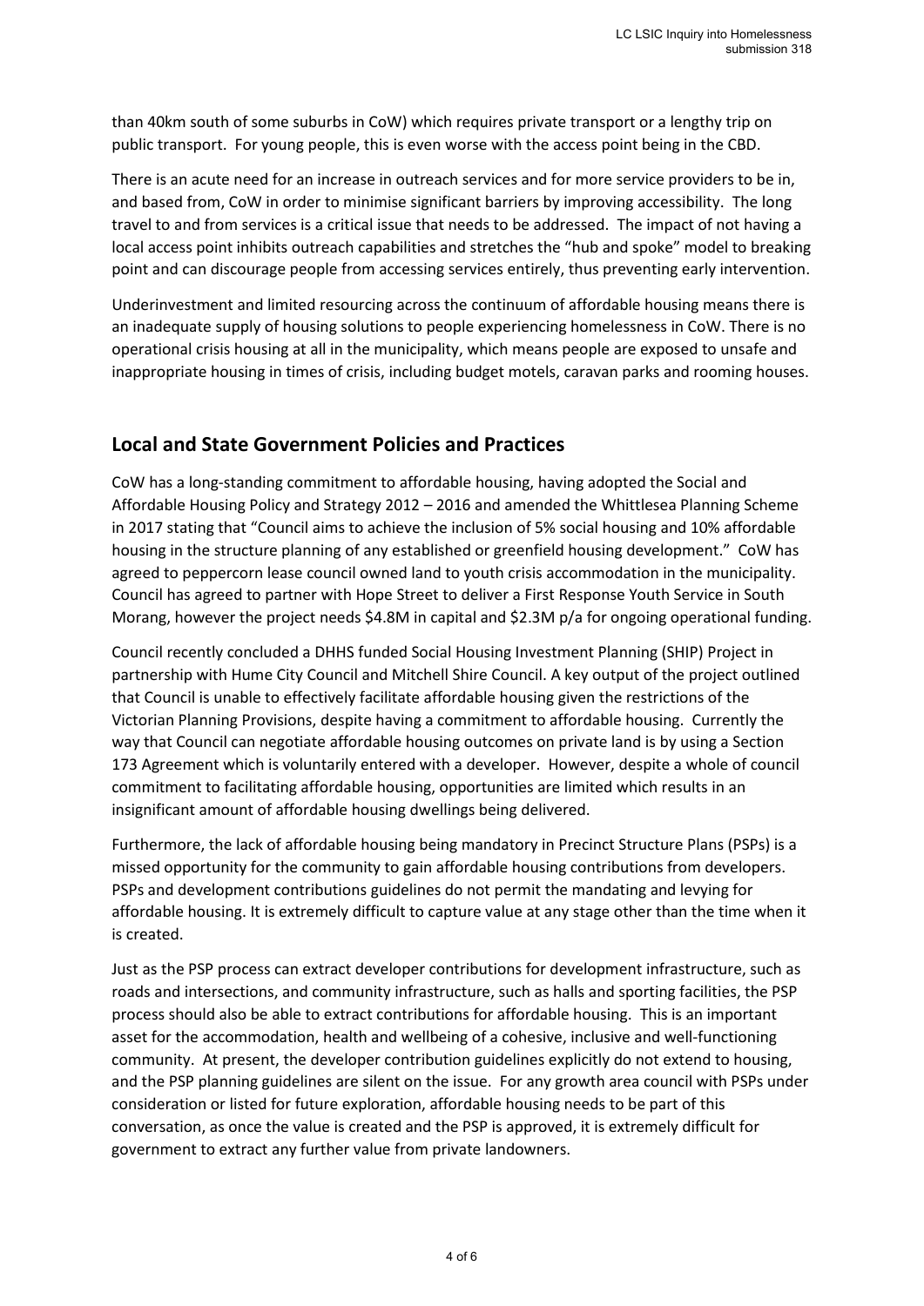than 40km south of some suburbs in CoW) which requires private transport or a lengthy trip on public transport. For young people, this is even worse with the access point being in the CBD.

There is an acute need for an increase in outreach services and for more service providers to be in, and based from, CoW in order to minimise significant barriers by improving accessibility. The long travel to and from services is a critical issue that needs to be addressed. The impact of not having a local access point inhibits outreach capabilities and stretches the "hub and spoke" model to breaking point and can discourage people from accessing services entirely, thus preventing early intervention.

Underinvestment and limited resourcing across the continuum of affordable housing means there is an inadequate supply of housing solutions to people experiencing homelessness in CoW. There is no operational crisis housing at all in the municipality, which means people are exposed to unsafe and inappropriate housing in times of crisis, including budget motels, caravan parks and rooming houses.

## Local and State Government Policies and Practices

CoW has a long-standing commitment to affordable housing, having adopted the Social and Affordable Housing Policy and Strategy 2012 – 2016 and amended the Whittlesea Planning Scheme in 2017 stating that "Council aims to achieve the inclusion of 5% social housing and 10% affordable housing in the structure planning of any established or greenfield housing development." CoW has agreed to peppercorn lease council owned land to youth crisis accommodation in the municipality. Council has agreed to partner with Hope Street to deliver a First Response Youth Service in South Morang, however the project needs $4.8M in capital and $2.3M p/a for ongoing operational funding.

Council recently concluded a DHHS funded Social Housing Investment Planning (SHIP) Project in partnership with Hume City Council and Mitchell Shire Council. A key output of the project outlined that Council is unable to effectively facilitate affordable housing given the restrictions of the Victorian Planning Provisions, despite having a commitment to affordable housing. Currently the way that Council can negotiate affordable housing outcomes on private land is by using a Section 173 Agreement which is voluntarily entered with a developer. However, despite a whole of council commitment to facilitating affordable housing, opportunities are limited which results in an insignificant amount of affordable housing dwellings being delivered.

Furthermore, the lack of affordable housing being mandatory in Precinct Structure Plans (PSPs) is a missed opportunity for the community to gain affordable housing contributions from developers. PSPs and development contributions guidelines do not permit the mandating and levying for affordable housing. It is extremely difficult to capture value at any stage other than the time when it is created.

Just as the PSP process can extract developer contributions for development infrastructure, such as roads and intersections, and community infrastructure, such as halls and sporting facilities, the PSP process should also be able to extract contributions for affordable housing. This is an important asset for the accommodation, health and wellbeing of a cohesive, inclusive and well-functioning community. At present, the developer contribution guidelines explicitly do not extend to housing, and the PSP planning guidelines are silent on the issue. For any growth area council with PSPs under consideration or listed for future exploration, affordable housing needs to be part of this conversation, as once the value is created and the PSP is approved, it is extremely difficult for government to extract any further value from private landowners.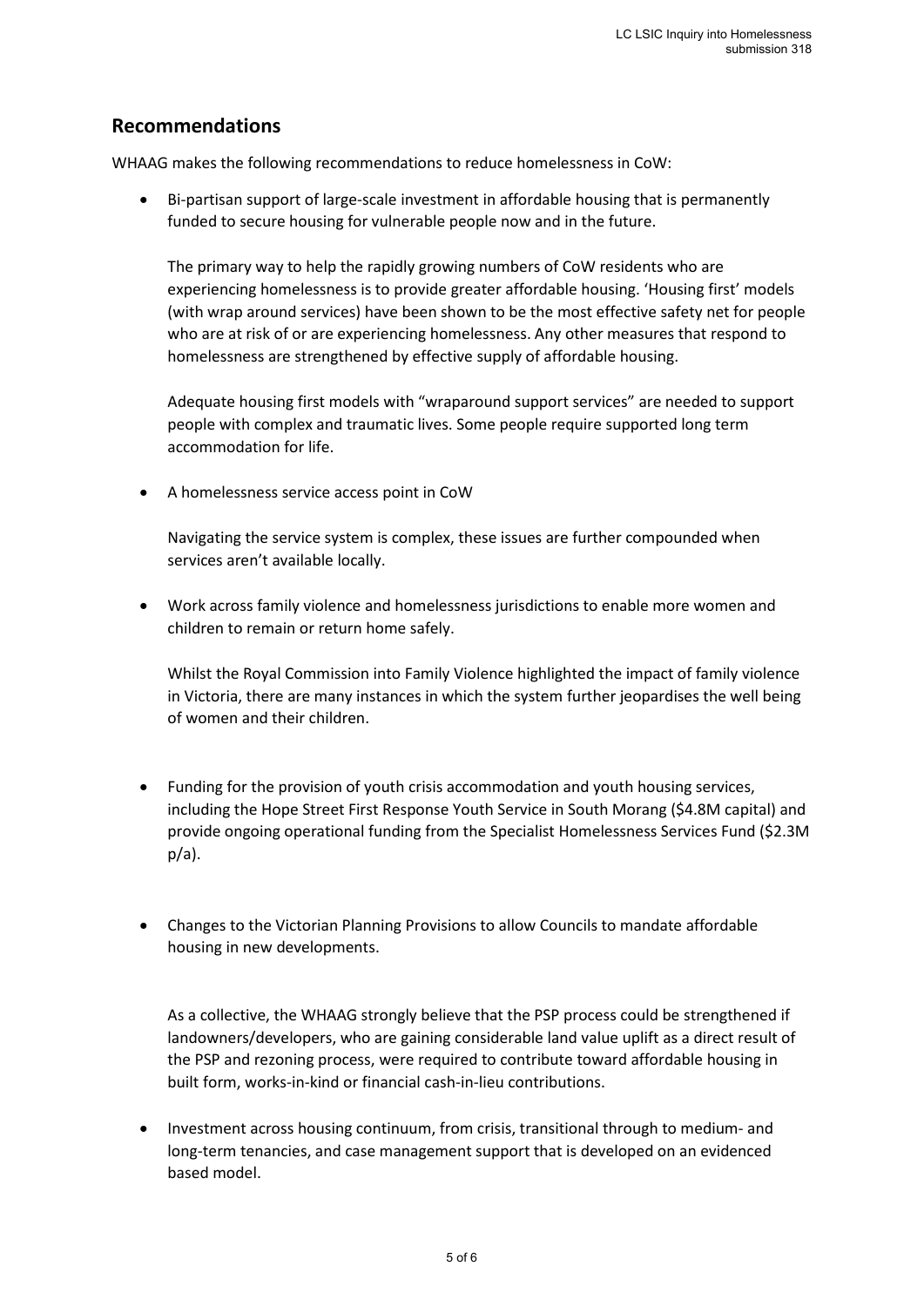## Recommendations

WHAAG makes the following recommendations to reduce homelessness in CoW:

- Bi-partisan support of large-scale investment in affordable housing that is permanently funded to secure housing for vulnerable people now and in the future.

  The primary way to help the rapidly growing numbers of CoW residents who are experiencing homelessness is to provide greater affordable housing. 'Housing first' models (with wrap around services) have been shown to be the most effective safety net for people who are at risk of or are experiencing homelessness. Any other measures that respond to homelessness are strengthened by effective supply of affordable housing.

  Adequate housing first models with "wraparound support services" are needed to support people with complex and traumatic lives. Some people require supported long term accommodation for life.

- A homelessness service access point in CoW

  Navigating the service system is complex, these issues are further compounded when services aren't available locally.

- Work across family violence and homelessness jurisdictions to enable more women and children to remain or return home safely.

  Whilst the Royal Commission into Family Violence highlighted the impact of family violence in Victoria, there are many instances in which the system further jeopardises the well being of women and their children.

- Funding for the provision of youth crisis accommodation and youth housing services, including the Hope Street First Response Youth Service in South Morang ($4.8M capital) and provide ongoing operational funding from the Specialist Homelessness Services Fund ($2.3M p/a).

- Changes to the Victorian Planning Provisions to allow Councils to mandate affordable housing in new developments.

  As a collective, the WHAAG strongly believe that the PSP process could be strengthened if landowners/developers, who are gaining considerable land value uplift as a direct result of the PSP and rezoning process, were required to contribute toward affordable housing in built form, works-in-kind or financial cash-in-lieu contributions.

- Investment across housing continuum, from crisis, transitional through to medium- and long-term tenancies, and case management support that is developed on an evidenced based model.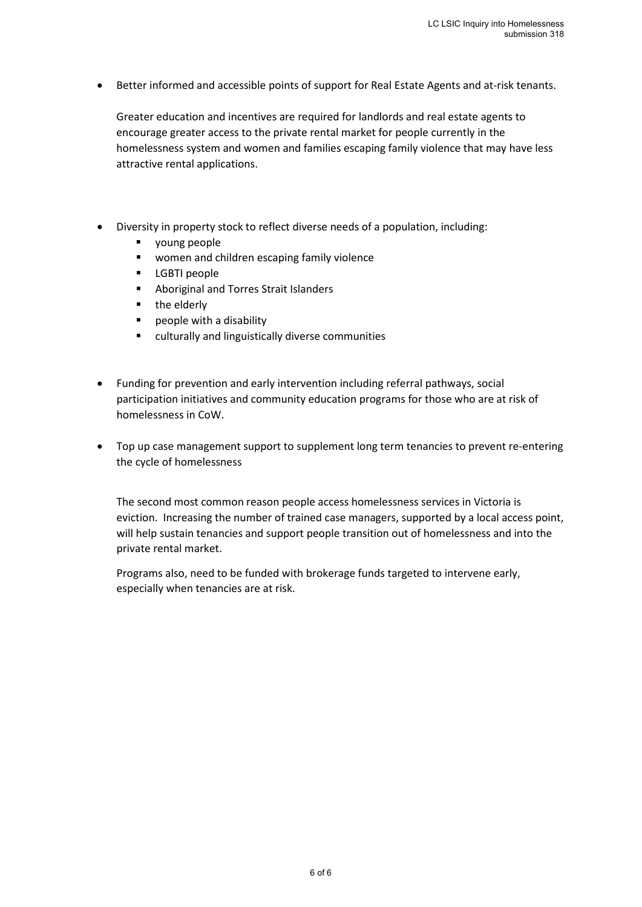- Better informed and accessible points of support for Real Estate Agents and at-risk tenants.

  Greater education and incentives are required for landlords and real estate agents to encourage greater access to the private rental market for people currently in the homelessness system and women and families escaping family violence that may have less attractive rental applications.

- Diversity in property stock to reflect diverse needs of a population, including:
  - young people
  - women and children escaping family violence
  - LGBTI people
  - Aboriginal and Torres Strait Islanders
  - the elderly
  - people with a disability
  - culturally and linguistically diverse communities

- Funding for prevention and early intervention including referral pathways, social participation initiatives and community education programs for those who are at risk of homelessness in CoW.

- Top up case management support to supplement long term tenancies to prevent re-entering the cycle of homelessness

  The second most common reason people access homelessness services in Victoria is eviction. Increasing the number of trained case managers, supported by a local access point, will help sustain tenancies and support people transition out of homelessness and into the private rental market.

  Programs also, need to be funded with brokerage funds targeted to intervene early, especially when tenancies are at risk.